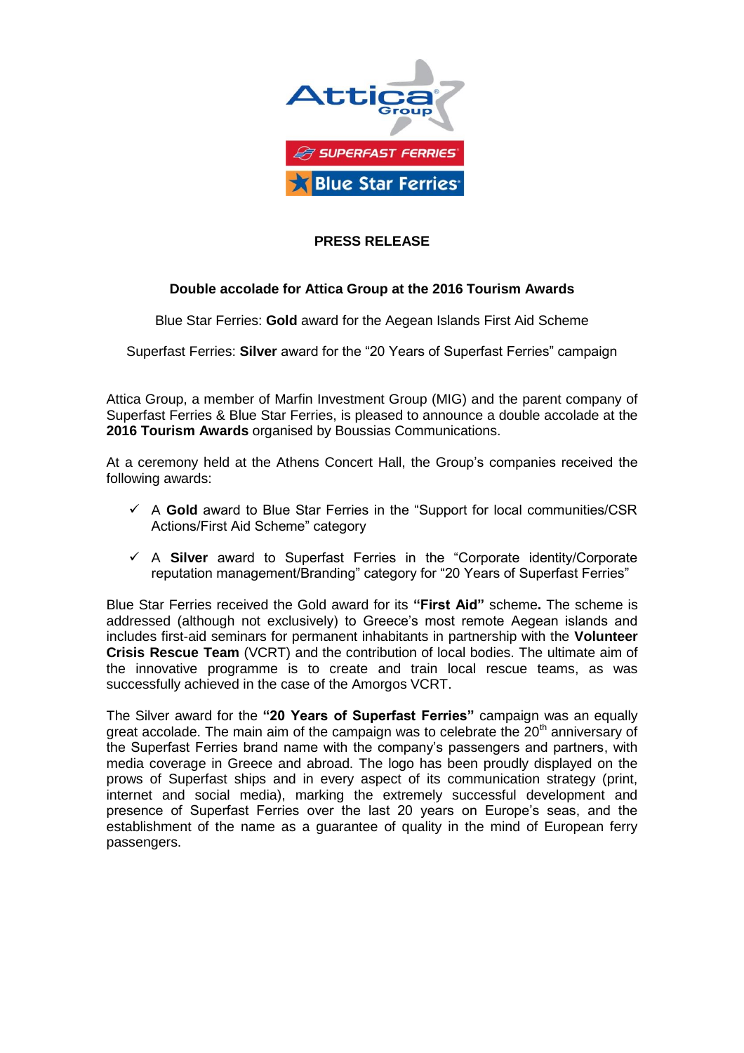**PRESS RELEASE**

**Double accolade for Attica Group at the 2016 Tourism Awards**

Blue Star Ferries: **Gold** award for the Aegean Islands First Aid Scheme

Superfast Ferries: **Silver** award for the "20 Years of Superfast Ferries" campaign

Attica Group, a member of Marfin Investment Group (MIG) and the parent company of Superfast Ferries & Blue Star Ferries, is pleased to announce a double accolade at the **2016 Tourism Awards** organised by Boussias Communications.

At a ceremony held at the Athens Concert Hall, the Group's companies received the following awards:

- ✓ A **Gold** award to Blue Star Ferries in the "Support for local communities/CSR Actions/First Aid Scheme" category
- ✓ A **Silver** award to Superfast Ferries in the "Corporate identity/Corporate reputation management/Branding" category for "20 Years of Superfast Ferries"

Blue Star Ferries received the Gold award for its **"First Aid"** scheme**.** The scheme is addressed (although not exclusively) to Greece's most remote Aegean islands and includes first-aid seminars for permanent inhabitants in partnership with the **Volunteer Crisis Rescue Team** (VCRT) and the contribution of local bodies. The ultimate aim of the innovative programme is to create and train local rescue teams, as was successfully achieved in the case of the Amorgos VCRT.

The Silver award for the **"20 Years of Superfast Ferries"** campaign was an equally great accolade. The main aim of the campaign was to celebrate the 20th anniversary of the Superfast Ferries brand name with the company's passengers and partners, with media coverage in Greece and abroad. The logo has been proudly displayed on the prows of Superfast ships and in every aspect of its communication strategy (print, internet and social media), marking the extremely successful development and presence of Superfast Ferries over the last 20 years on Europe's seas, and the establishment of the name as a guarantee of quality in the mind of European ferry passengers.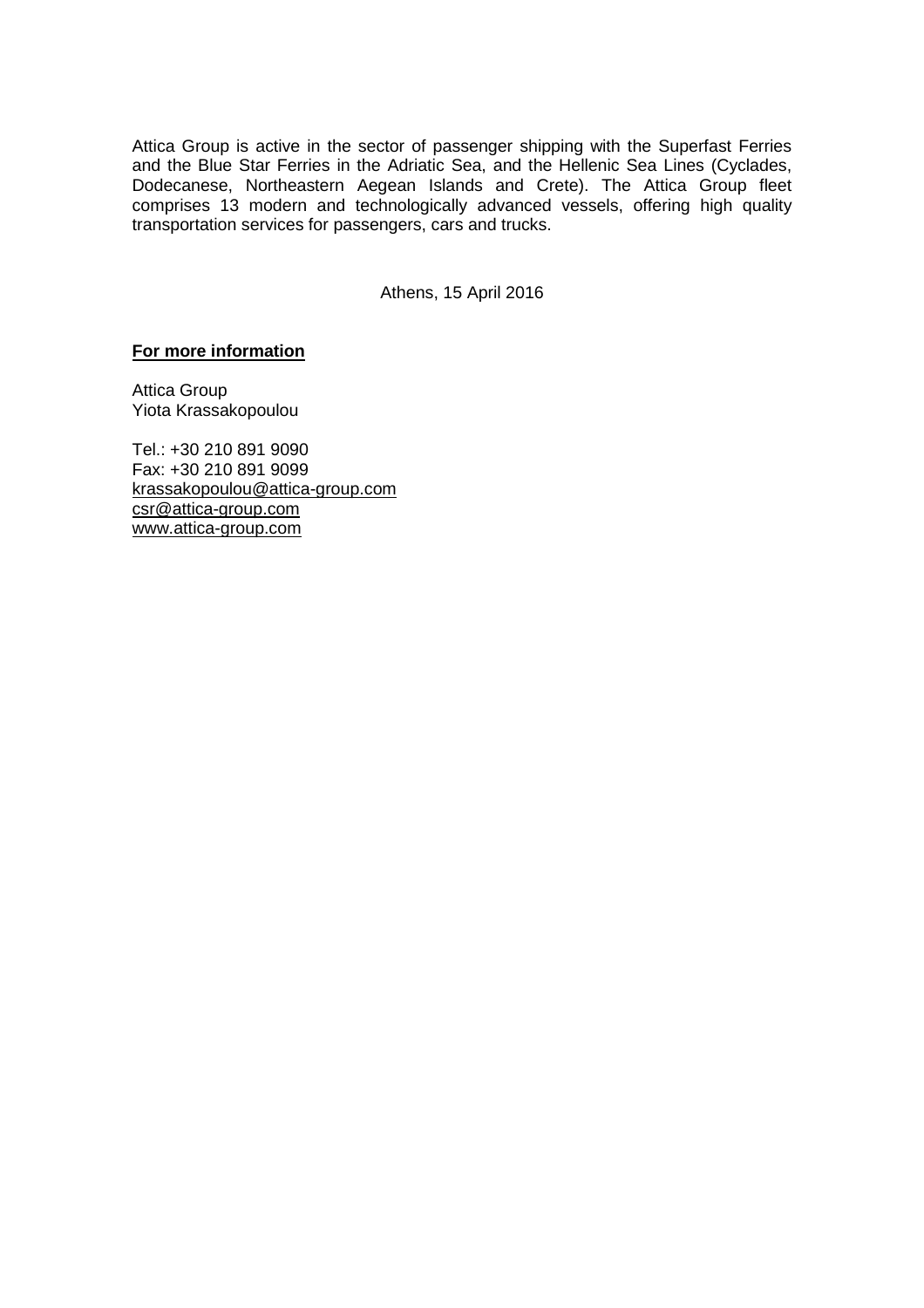Attica Group is active in the sector of passenger shipping with the Superfast Ferries and the Blue Star Ferries in the Adriatic Sea, and the Hellenic Sea Lines (Cyclades, Dodecanese, Northeastern Aegean Islands and Crete). The Attica Group fleet comprises 13 modern and technologically advanced vessels, offering high quality transportation services for passengers, cars and trucks.

Athens, 15 April 2016

**For more information**

Attica Group
Yiota Krassakopoulou

Tel.: +30 210 891 9090
Fax: +30 210 891 9099
krassakopoulou@attica-group.com
csr@attica-group.com
www.attica-group.com